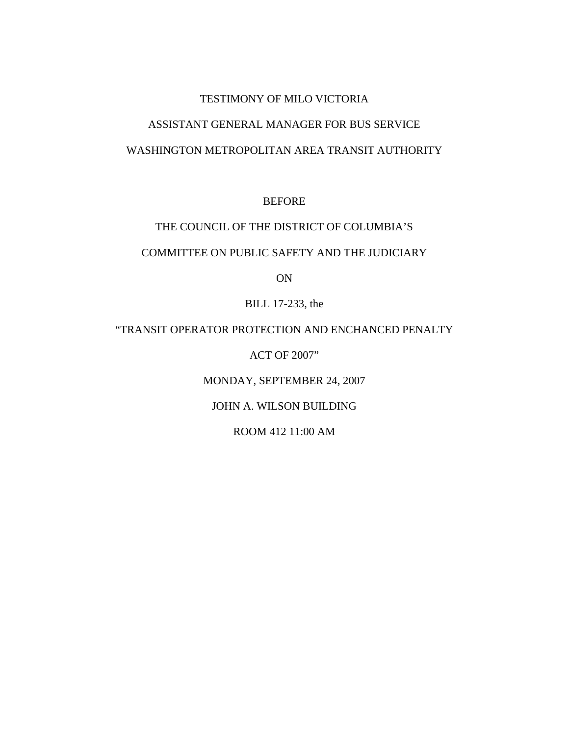TESTIMONY OF MILO VICTORIA

ASSISTANT GENERAL MANAGER FOR BUS SERVICE

WASHINGTON METROPOLITAN AREA TRANSIT AUTHORITY

BEFORE

THE COUNCIL OF THE DISTRICT OF COLUMBIA'S

COMMITTEE ON PUBLIC SAFETY AND THE JUDICIARY

ON

BILL 17-233, the

"TRANSIT OPERATOR PROTECTION AND ENCHANCED PENALTY

ACT OF 2007"

MONDAY, SEPTEMBER 24, 2007

JOHN A. WILSON BUILDING

ROOM 412 11:00 AM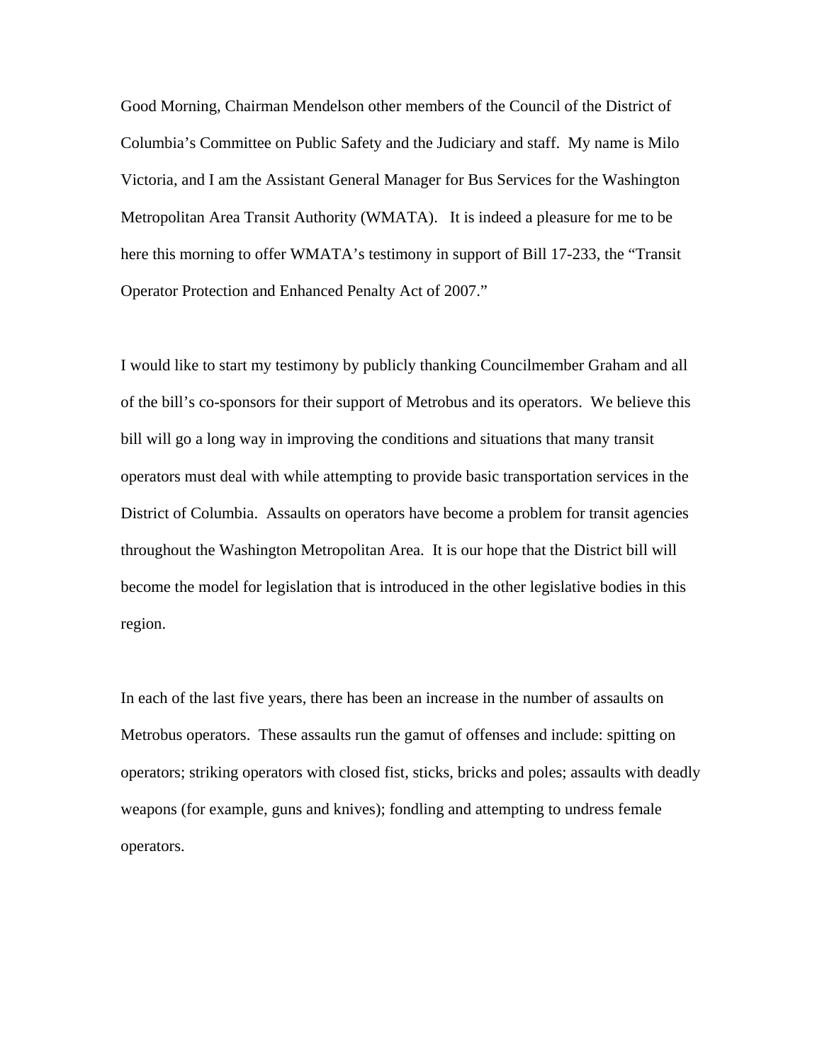Good Morning, Chairman Mendelson other members of the Council of the District of Columbia's Committee on Public Safety and the Judiciary and staff. My name is Milo Victoria, and I am the Assistant General Manager for Bus Services for the Washington Metropolitan Area Transit Authority (WMATA). It is indeed a pleasure for me to be here this morning to offer WMATA's testimony in support of Bill 17-233, the "Transit Operator Protection and Enhanced Penalty Act of 2007."

I would like to start my testimony by publicly thanking Councilmember Graham and all of the bill's co-sponsors for their support of Metrobus and its operators. We believe this bill will go a long way in improving the conditions and situations that many transit operators must deal with while attempting to provide basic transportation services in the District of Columbia. Assaults on operators have become a problem for transit agencies throughout the Washington Metropolitan Area. It is our hope that the District bill will become the model for legislation that is introduced in the other legislative bodies in this region.

In each of the last five years, there has been an increase in the number of assaults on Metrobus operators. These assaults run the gamut of offenses and include: spitting on operators; striking operators with closed fist, sticks, bricks and poles; assaults with deadly weapons (for example, guns and knives); fondling and attempting to undress female operators.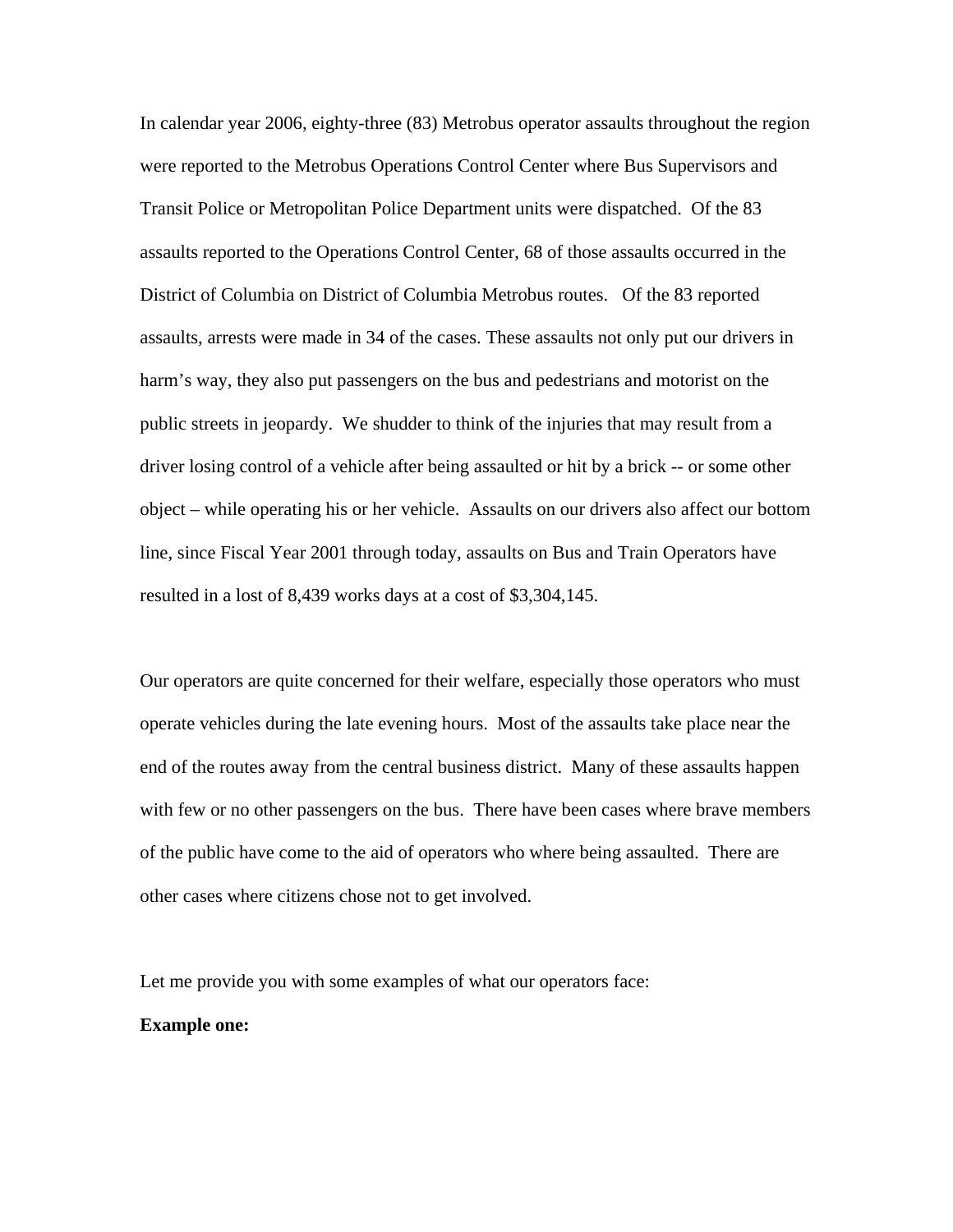In calendar year 2006, eighty-three (83) Metrobus operator assaults throughout the region were reported to the Metrobus Operations Control Center where Bus Supervisors and Transit Police or Metropolitan Police Department units were dispatched. Of the 83 assaults reported to the Operations Control Center, 68 of those assaults occurred in the District of Columbia on District of Columbia Metrobus routes. Of the 83 reported assaults, arrests were made in 34 of the cases. These assaults not only put our drivers in harm's way, they also put passengers on the bus and pedestrians and motorist on the public streets in jeopardy. We shudder to think of the injuries that may result from a driver losing control of a vehicle after being assaulted or hit by a brick -- or some other object – while operating his or her vehicle. Assaults on our drivers also affect our bottom line, since Fiscal Year 2001 through today, assaults on Bus and Train Operators have resulted in a lost of 8,439 works days at a cost of $3,304,145.

Our operators are quite concerned for their welfare, especially those operators who must operate vehicles during the late evening hours. Most of the assaults take place near the end of the routes away from the central business district. Many of these assaults happen with few or no other passengers on the bus. There have been cases where brave members of the public have come to the aid of operators who where being assaulted. There are other cases where citizens chose not to get involved.

Let me provide you with some examples of what our operators face:

**Example one:**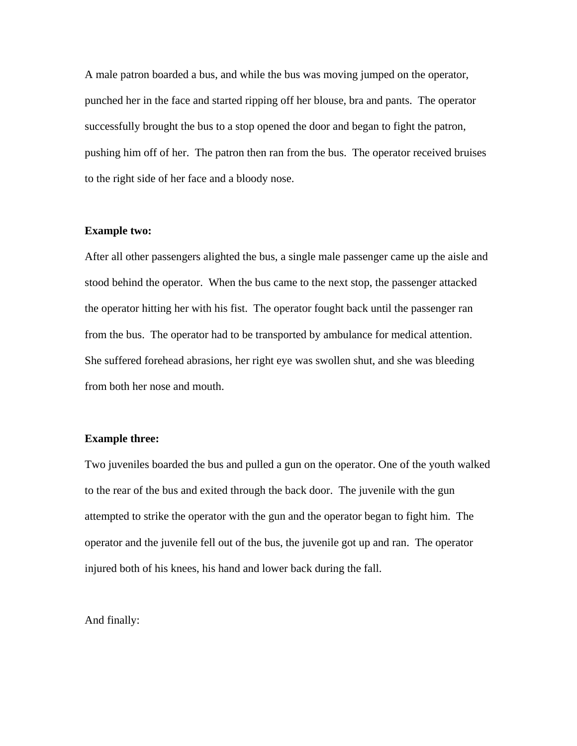A male patron boarded a bus, and while the bus was moving jumped on the operator, punched her in the face and started ripping off her blouse, bra and pants. The operator successfully brought the bus to a stop opened the door and began to fight the patron, pushing him off of her. The patron then ran from the bus. The operator received bruises to the right side of her face and a bloody nose.

**Example two:**

After all other passengers alighted the bus, a single male passenger came up the aisle and stood behind the operator. When the bus came to the next stop, the passenger attacked the operator hitting her with his fist. The operator fought back until the passenger ran from the bus. The operator had to be transported by ambulance for medical attention. She suffered forehead abrasions, her right eye was swollen shut, and she was bleeding from both her nose and mouth.

**Example three:**

Two juveniles boarded the bus and pulled a gun on the operator. One of the youth walked to the rear of the bus and exited through the back door. The juvenile with the gun attempted to strike the operator with the gun and the operator began to fight him. The operator and the juvenile fell out of the bus, the juvenile got up and ran. The operator injured both of his knees, his hand and lower back during the fall.

And finally: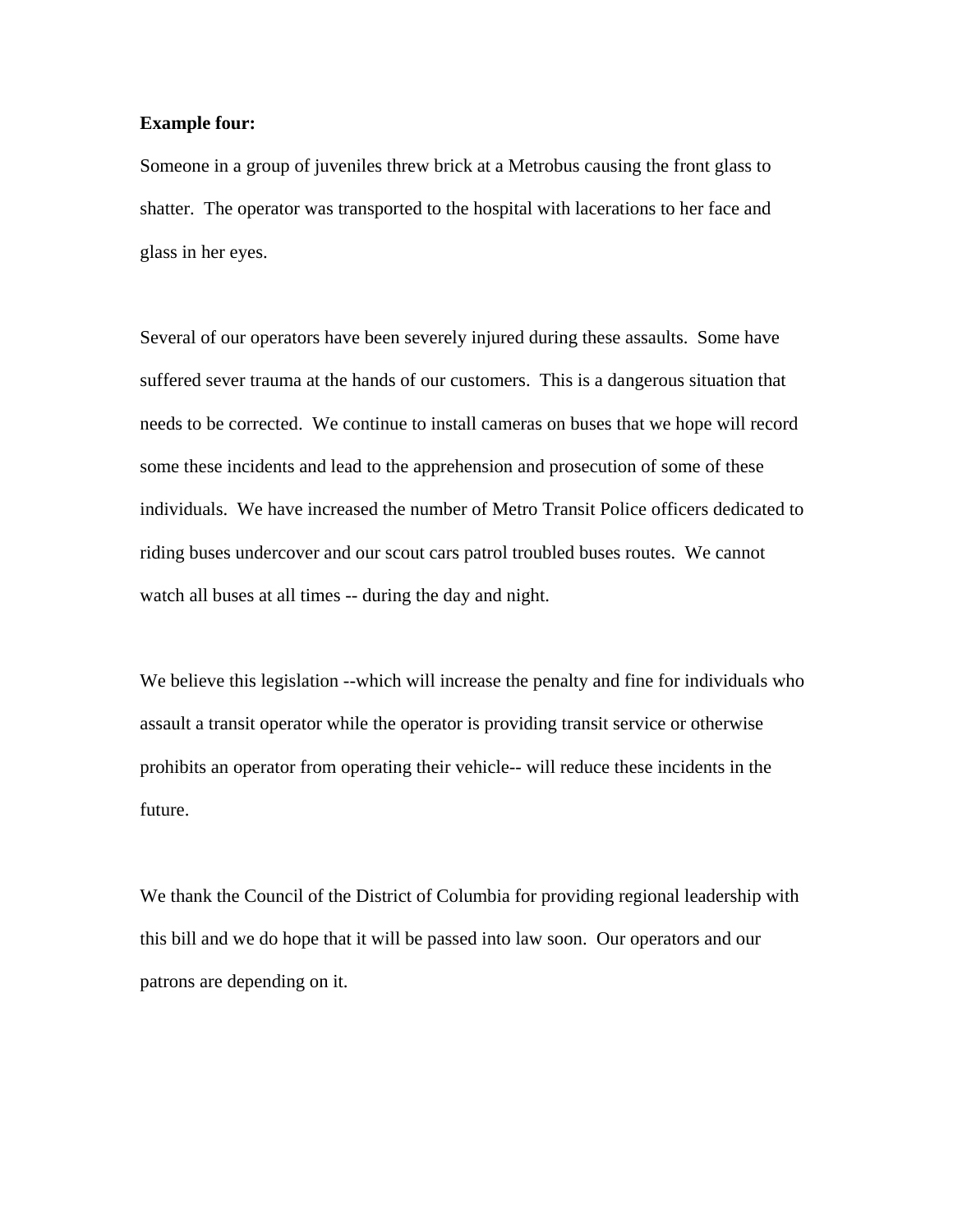**Example four:**

Someone in a group of juveniles threw brick at a Metrobus causing the front glass to shatter. The operator was transported to the hospital with lacerations to her face and glass in her eyes.

Several of our operators have been severely injured during these assaults. Some have suffered sever trauma at the hands of our customers. This is a dangerous situation that needs to be corrected. We continue to install cameras on buses that we hope will record some these incidents and lead to the apprehension and prosecution of some of these individuals. We have increased the number of Metro Transit Police officers dedicated to riding buses undercover and our scout cars patrol troubled buses routes. We cannot watch all buses at all times -- during the day and night.

We believe this legislation --which will increase the penalty and fine for individuals who assault a transit operator while the operator is providing transit service or otherwise prohibits an operator from operating their vehicle-- will reduce these incidents in the future.

We thank the Council of the District of Columbia for providing regional leadership with this bill and we do hope that it will be passed into law soon. Our operators and our patrons are depending on it.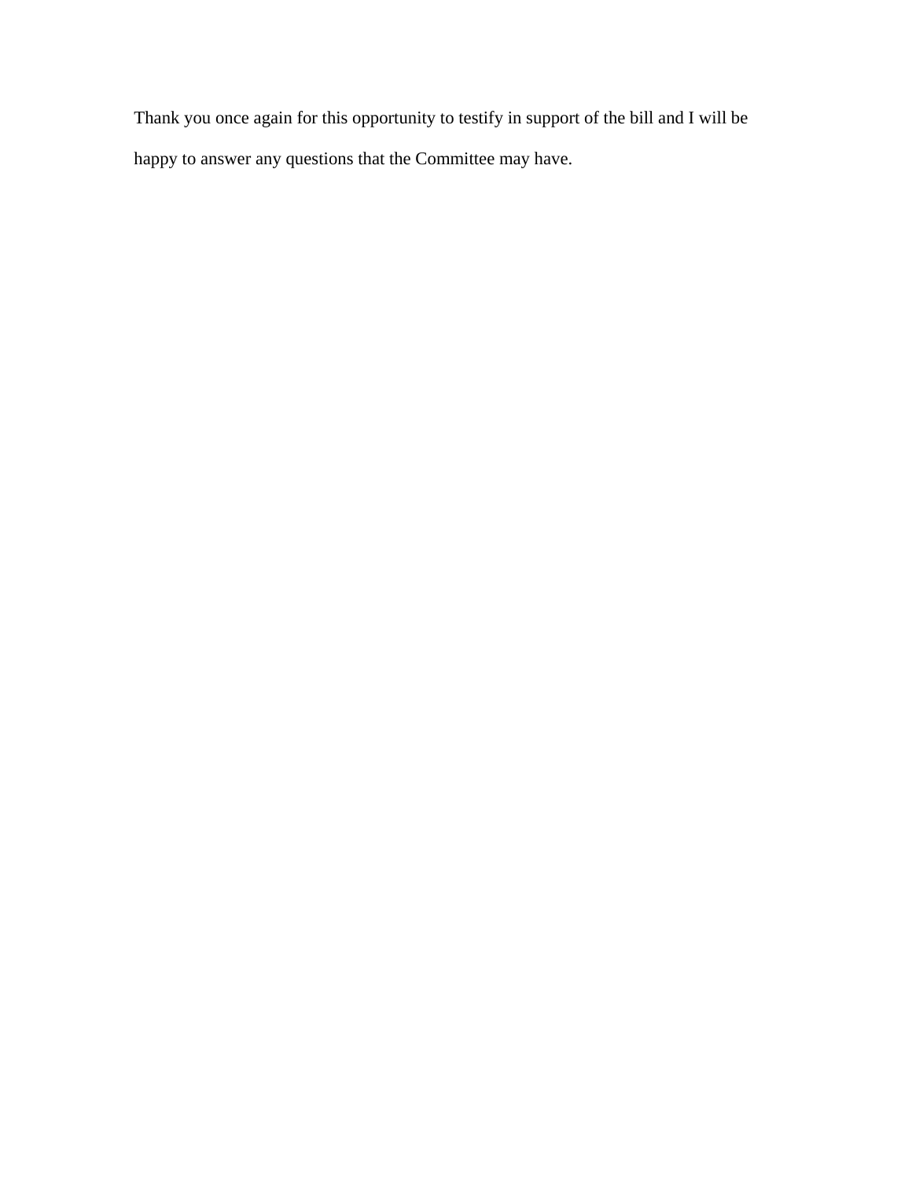Thank you once again for this opportunity to testify in support of the bill and I will be happy to answer any questions that the Committee may have.